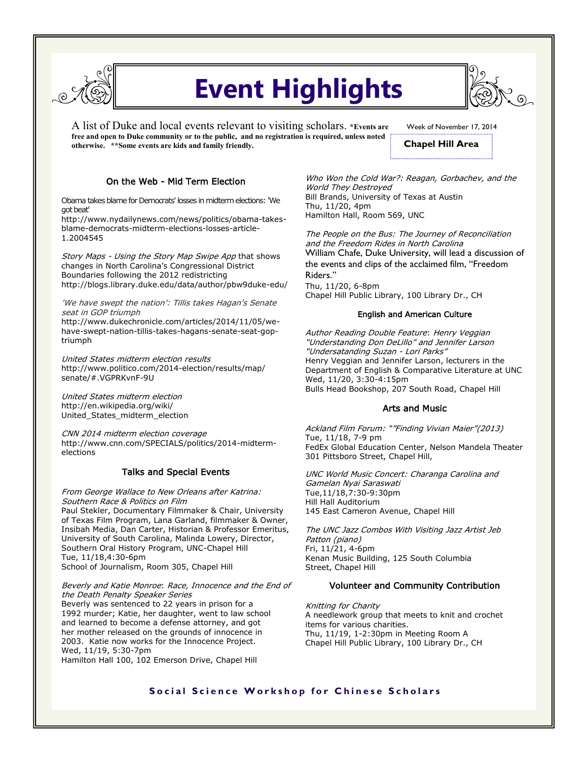# Event Highlights

A list of Duke and local events relevant to visiting scholars. ***Events are free and open to Duke community or to the public, and no registration is required, unless noted otherwise. **Some events are kids and family friendly.**

Week of November 17, 2014

**Chapel Hill Area**

## On the Web - Mid Term Election

Obama takes blame for Democrats' losses in midterm elections: 'We got beat'
http://www.nydailynews.com/news/politics/obama-takes-blame-democrats-midterm-elections-losses-article-1.2004545

*Story Maps - Using the Story Map Swipe App* that shows changes in North Carolina's Congressional District Boundaries following the 2012 redistricting
http://blogs.library.duke.edu/data/author/pbw9duke-edu/

*'We have swept the nation': Tillis takes Hagan's Senate seat in GOP triumph*
http://www.dukechronicle.com/articles/2014/11/05/we-have-swept-nation-tillis-takes-hagans-senate-seat-gop-triumph

*United States midterm election results*
http://www.politico.com/2014-election/results/map/senate/#.VGPRKvnF-9U

*United States midterm election*
http://en.wikipedia.org/wiki/United_States_midterm_election

*CNN 2014 midterm election coverage*
http://www.cnn.com/SPECIALS/politics/2014-midterm-elections

## Talks and Special Events

*From George Wallace to New Orleans after Katrina: Southern Race & Politics on Film*
Paul Stekler, Documentary Filmmaker & Chair, University of Texas Film Program, Lana Garland, filmmaker & Owner, Insibah Media, Dan Carter, Historian & Professor Emeritus, University of South Carolina, Malinda Lowery, Director, Southern Oral History Program, UNC-Chapel Hill
Tue, 11/18,4:30-6pm
School of Journalism, Room 305, Chapel Hill

*Beverly and Katie Monroe*: *Race, Innocence and the End of the Death Penalty Speaker Series*
Beverly was sentenced to 22 years in prison for a 1992 murder; Katie, her daughter, went to law school and learned to become a defense attorney, and got her mother released on the grounds of innocence in 2003. Katie now works for the Innocence Project.
Wed, 11/19, 5:30-7pm
Hamilton Hall 100, 102 Emerson Drive, Chapel Hill

*Who Won the Cold War?: Reagan, Gorbachev, and the World They Destroyed*
Bill Brands, University of Texas at Austin
Thu, 11/20, 4pm
Hamilton Hall, Room 569, UNC

*The People on the Bus: The Journey of Reconciliation and the Freedom Rides in North Carolina*
William Chafe, Duke University, will lead a discussion of the events and clips of the acclaimed film, "Freedom Riders."
Thu, 11/20, 6-8pm
Chapel Hill Public Library, 100 Library Dr., CH

## English and American Culture

*Author Reading Double Feature*: *Henry Veggian "Understanding Don DeLillo" and Jennifer Larson "Undersatanding Suzan - Lori Parks"*
Henry Veggian and Jennifer Larson, lecturers in the Department of English & Comparative Literature at UNC
Wed, 11/20, 3:30-4:15pm
Bulls Head Bookshop, 207 South Road, Chapel Hill

## Arts and Music

*Ackland Film Forum: ""Finding Vivian Maier"(2013)*
Tue, 11/18, 7-9 pm
FedEx Global Education Center, Nelson Mandela Theater
301 Pittsboro Street, Chapel Hill,

*UNC World Music Concert: Charanga Carolina and Gamelan Nyai Saraswati*
Tue,11/18,7:30-9:30pm
Hill Hall Auditorium
145 East Cameron Avenue, Chapel Hill

*The UNC Jazz Combos With Visiting Jazz Artist Jeb Patton (piano)*
Fri, 11/21, 4-6pm
Kenan Music Building, 125 South Columbia Street, Chapel Hill

## Volunteer and Community Contribution

*Knitting for Charity*
A needlework group that meets to knit and crochet items for various charities.
Thu, 11/19, 1-2:30pm in Meeting Room A
Chapel Hill Public Library, 100 Library Dr., CH

**Social Science Workshop for Chinese Scholars**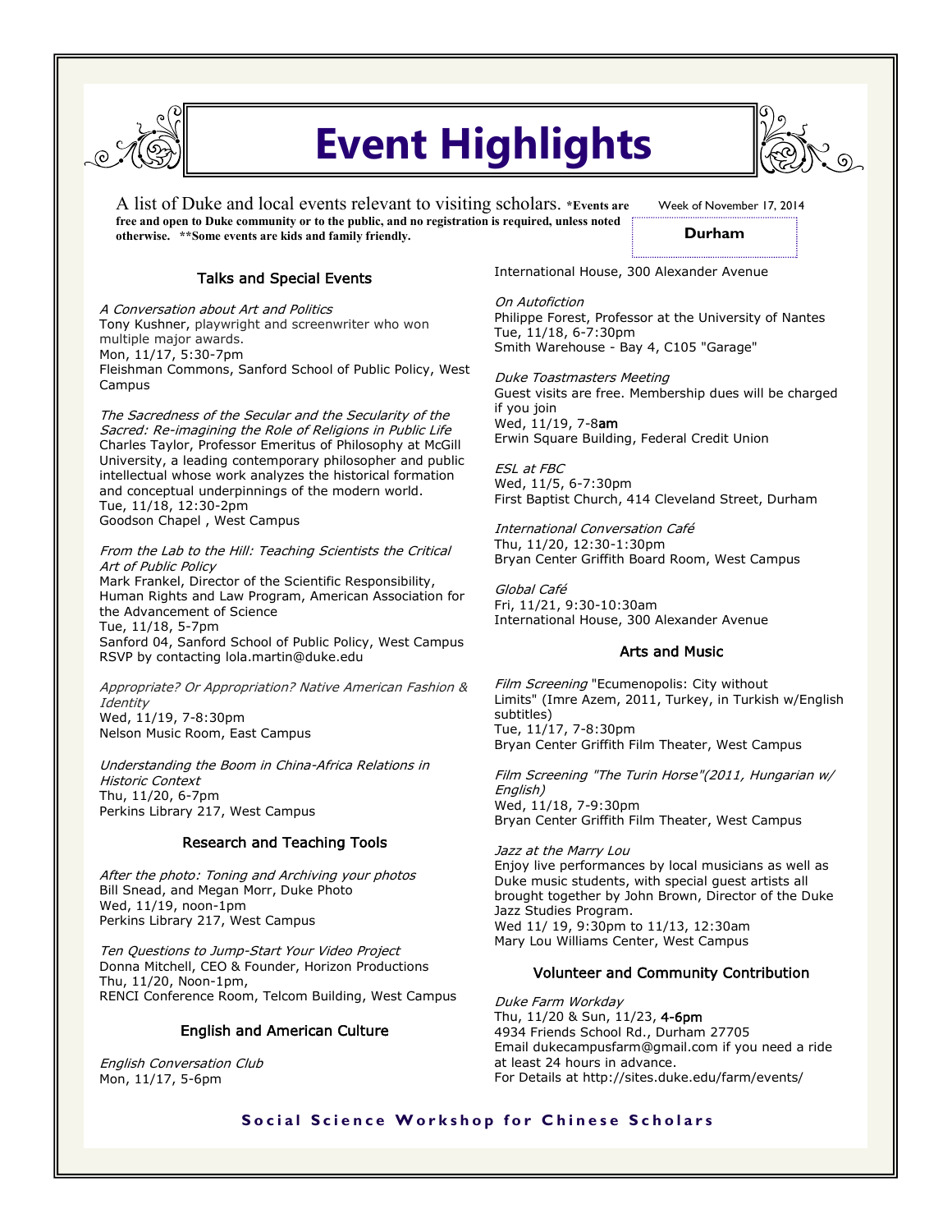# Event Highlights

A list of Duke and local events relevant to visiting scholars. ***Events are free and open to Duke community or to the public, and no registration is required, unless noted otherwise. **Some events are kids and family friendly.**

Week of November 17, 2014

**Durham**

## Talks and Special Events

*A Conversation about Art and Politics*
Tony Kushner, playwright and screenwriter who won multiple major awards.
Mon, 11/17, 5:30-7pm
Fleishman Commons, Sanford School of Public Policy, West Campus

*The Sacredness of the Secular and the Secularity of the Sacred: Re-imagining the Role of Religions in Public Life*
Charles Taylor, Professor Emeritus of Philosophy at McGill University, a leading contemporary philosopher and public intellectual whose work analyzes the historical formation and conceptual underpinnings of the modern world.
Tue, 11/18, 12:30-2pm
Goodson Chapel , West Campus

*From the Lab to the Hill: Teaching Scientists the Critical Art of Public Policy*
Mark Frankel, Director of the Scientific Responsibility, Human Rights and Law Program, American Association for the Advancement of Science
Tue, 11/18, 5-7pm
Sanford 04, Sanford School of Public Policy, West Campus
RSVP by contacting lola.martin@duke.edu

*Appropriate? Or Appropriation? Native American Fashion & Identity*
Wed, 11/19, 7-8:30pm
Nelson Music Room, East Campus

*Understanding the Boom in China-Africa Relations in Historic Context*
Thu, 11/20, 6-7pm
Perkins Library 217, West Campus

## Research and Teaching Tools

*After the photo: Toning and Archiving your photos*
Bill Snead, and Megan Morr, Duke Photo
Wed, 11/19, noon-1pm
Perkins Library 217, West Campus

*Ten Questions to Jump-Start Your Video Project*
Donna Mitchell, CEO & Founder, Horizon Productions
Thu, 11/20, Noon-1pm,
RENCI Conference Room, Telcom Building, West Campus

## English and American Culture

*English Conversation Club*
Mon, 11/17, 5-6pm
International House, 300 Alexander Avenue

*On Autofiction*
Philippe Forest, Professor at the University of Nantes
Tue, 11/18, 6-7:30pm
Smith Warehouse - Bay 4, C105 "Garage"

*Duke Toastmasters Meeting*
Guest visits are free. Membership dues will be charged if you join
Wed, 11/19, 7-8am
Erwin Square Building, Federal Credit Union

*ESL at FBC*
Wed, 11/5, 6-7:30pm
First Baptist Church, 414 Cleveland Street, Durham

*International Conversation Café*
Thu, 11/20, 12:30-1:30pm
Bryan Center Griffith Board Room, West Campus

*Global Café*
Fri, 11/21, 9:30-10:30am
International House, 300 Alexander Avenue

## Arts and Music

*Film Screening* "Ecumenopolis: City without Limits" (Imre Azem, 2011, Turkey, in Turkish w/English subtitles)
Tue, 11/17, 7-8:30pm
Bryan Center Griffith Film Theater, West Campus

*Film Screening "The Turin Horse"(2011, Hungarian w/ English)*
Wed, 11/18, 7-9:30pm
Bryan Center Griffith Film Theater, West Campus

*Jazz at the Marry Lou*
Enjoy live performances by local musicians as well as Duke music students, with special guest artists all brought together by John Brown, Director of the Duke Jazz Studies Program.
Wed 11/ 19, 9:30pm to 11/13, 12:30am
Mary Lou Williams Center, West Campus

## Volunteer and Community Contribution

*Duke Farm Workday*
Thu, 11/20 & Sun, 11/23, 4-6pm
4934 Friends School Rd., Durham 27705
Email dukecampusfarm@gmail.com if you need a ride at least 24 hours in advance.
For Details at http://sites.duke.edu/farm/events/

**Social Science Workshop for Chinese Scholars**